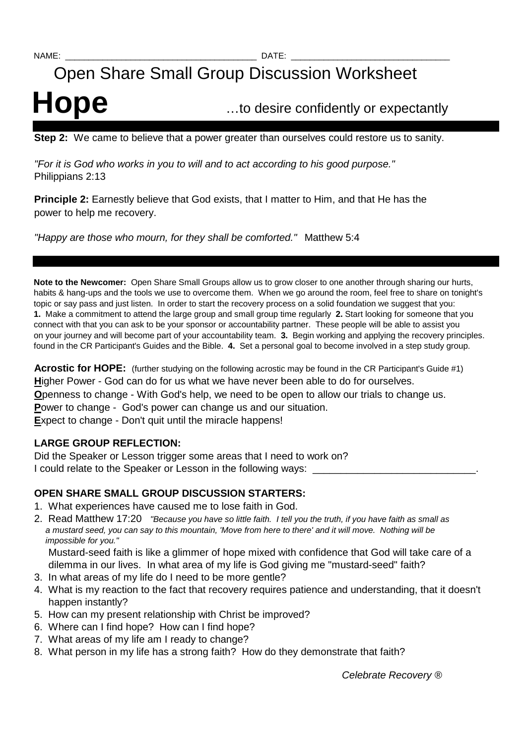NAME: ______________________________________ DATE: _______________________________

# Open Share Small Group Discussion Worksheet

# Hope

…to desire confidently or expectantly

**Step 2:** We came to believe that a power greater than ourselves could restore us to sanity.

*"For it is God who works in you to will and to act according to his good purpose."*
Philippians 2:13

**Principle 2:** Earnestly believe that God exists, that I matter to Him, and that He has the power to help me recovery.

*"Happy are those who mourn, for they shall be comforted."* Matthew 5:4

**Note to the Newcomer:** Open Share Small Groups allow us to grow closer to one another through sharing our hurts, habits & hang-ups and the tools we use to overcome them. When we go around the room, feel free to share on tonight's topic or say pass and just listen. In order to start the recovery process on a solid foundation we suggest that you: **1.** Make a commitment to attend the large group and small group time regularly **2.** Start looking for someone that you connect with that you can ask to be your sponsor or accountability partner. These people will be able to assist you on your journey and will become part of your accountability team. **3.** Begin working and applying the recovery principles. found in the CR Participant's Guides and the Bible. **4.** Set a personal goal to become involved in a step study group.

**Acrostic for HOPE:** (further studying on the following acrostic may be found in the CR Participant's Guide #1)
**H**igher Power - God can do for us what we have never been able to do for ourselves.
**O**penness to change - With God's help, we need to be open to allow our trials to change us.
**P**ower to change - God's power can change us and our situation.
**E**xpect to change - Don't quit until the miracle happens!

### LARGE GROUP REFLECTION:

Did the Speaker or Lesson trigger some areas that I need to work on?
I could relate to the Speaker or Lesson in the following ways: ____________________________.

### OPEN SHARE SMALL GROUP DISCUSSION STARTERS:

1. What experiences have caused me to lose faith in God.
2. Read Matthew 17:20 *"Because you have so little faith. I tell you the truth, if you have faith as small as a mustard seed, you can say to this mountain, 'Move from here to there' and it will move. Nothing will be impossible for you."*
   Mustard-seed faith is like a glimmer of hope mixed with confidence that God will take care of a dilemma in our lives. In what area of my life is God giving me "mustard-seed" faith?
3. In what areas of my life do I need to be more gentle?
4. What is my reaction to the fact that recovery requires patience and understanding, that it doesn't happen instantly?
5. How can my present relationship with Christ be improved?
6. Where can I find hope? How can I find hope?
7. What areas of my life am I ready to change?
8. What person in my life has a strong faith? How do they demonstrate that faith?

*Celebrate Recovery ®*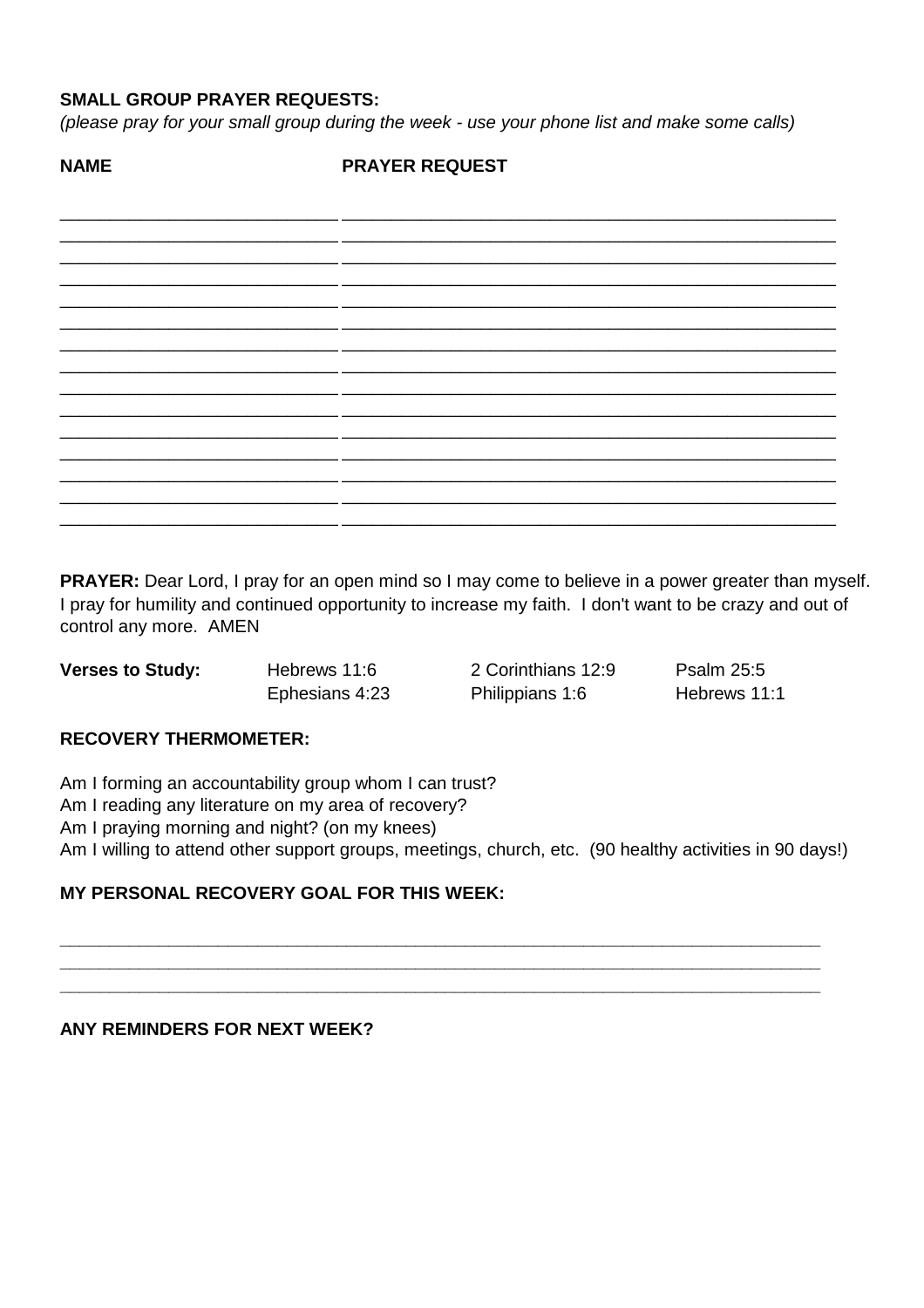**SMALL GROUP PRAYER REQUESTS:**
*(please pray for your small group during the week - use your phone list and make some calls)*

| NAME | PRAYER REQUEST |
|---|---|
| | |
| | |
| | |
| | |
| | |
| | |
| | |
| | |
| | |
| | |
| | |
| | |
| | |
| | |
| | |

**PRAYER:** Dear Lord, I pray for an open mind so I may come to believe in a power greater than myself. I pray for humility and continued opportunity to increase my faith. I don't want to be crazy and out of control any more. AMEN

| | | | |
|---|---|---|---|
| **Verses to Study:** | Hebrews 11:6 | 2 Corinthians 12:9 | Psalm 25:5 |
| | Ephesians 4:23 | Philippians 1:6 | Hebrews 11:1 |

**RECOVERY THERMOMETER:**

Am I forming an accountability group whom I can trust?
Am I reading any literature on my area of recovery?
Am I praying morning and night? (on my knees)
Am I willing to attend other support groups, meetings, church, etc. (90 healthy activities in 90 days!)

**MY PERSONAL RECOVERY GOAL FOR THIS WEEK:**

______________________________________________________________________________
______________________________________________________________________________
______________________________________________________________________________

**ANY REMINDERS FOR NEXT WEEK?**